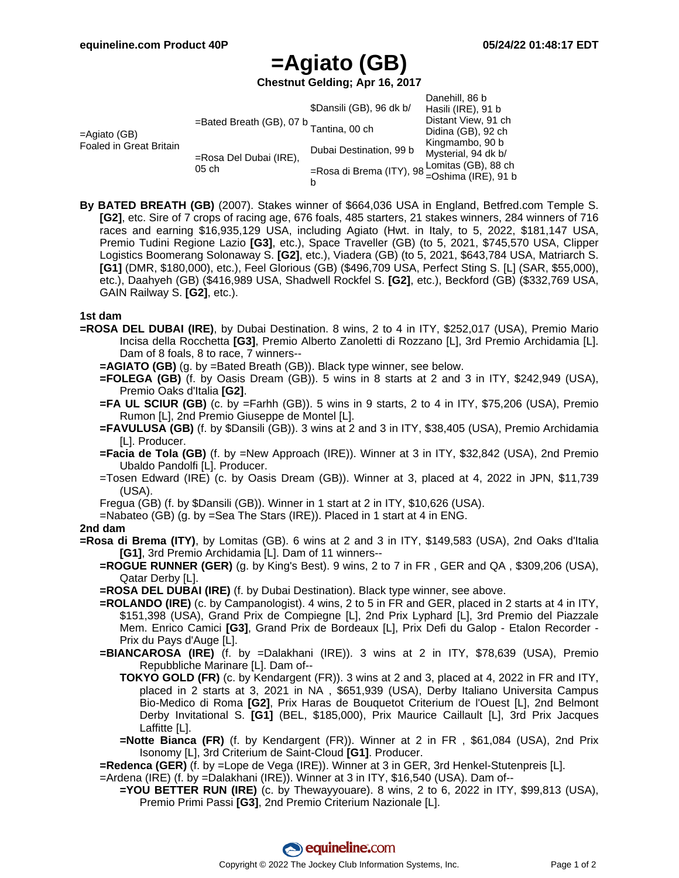# =Agiato (GB)

**Chestnut Gelding; Apr 16, 2017**

| | | | |
|---|---|---|---|
| =Agiato (GB) Foaled in Great Britain | =Bated Breath (GB), 07 b | $Dansili (GB), 96 dk b/ | Danehill, 86 b |
| | | | Hasili (IRE), 91 b |
| | | Tantina, 00 ch | Distant View, 91 ch |
| | | | Didina (GB), 92 ch |
| | =Rosa Del Dubai (IRE), 05 ch | Dubai Destination, 99 b | Kingmambo, 90 b |
| | | | Mysterial, 94 dk b/ |
| | | =Rosa di Brema (ITY), 98 b | Lomitas (GB), 88 ch |
| | | | =Oshima (IRE), 91 b |

**By BATED BREATH (GB)** (2007). Stakes winner of $664,036 USA in England, Betfred.com Temple S. **[G2]**, etc. Sire of 7 crops of racing age, 676 foals, 485 starters, 21 stakes winners, 284 winners of 716 races and earning $16,935,129 USA, including Agiato (Hwt. in Italy, to 5, 2022, $181,147 USA, Premio Tudini Regione Lazio **[G3]**, etc.), Space Traveller (GB) (to 5, 2021, $745,570 USA, Clipper Logistics Boomerang Solonaway S. **[G2]**, etc.), Viadera (GB) (to 5, 2021, $643,784 USA, Matriarch S. **[G1]** (DMR, $180,000), etc.), Feel Glorious (GB) ($496,709 USA, Perfect Sting S. [L] (SAR, $55,000), etc.), Daahyeh (GB) ($416,989 USA, Shadwell Rockfel S. **[G2]**, etc.), Beckford (GB) ($332,769 USA, GAIN Railway S. **[G2]**, etc.).

### 1st dam

**=ROSA DEL DUBAI (IRE)**, by Dubai Destination. 8 wins, 2 to 4 in ITY, $252,017 (USA), Premio Mario Incisa della Rocchetta **[G3]**, Premio Alberto Zanoletti di Rozzano [L], 3rd Premio Archidamia [L]. Dam of 8 foals, 8 to race, 7 winners--

- **=AGIATO (GB)** (g. by =Bated Breath (GB)). Black type winner, see below.
- **=FOLEGA (GB)** (f. by Oasis Dream (GB)). 5 wins in 8 starts at 2 and 3 in ITY, $242,949 (USA), Premio Oaks d'Italia **[G2]**.
- **=FA UL SCIUR (GB)** (c. by =Farhh (GB)). 5 wins in 9 starts, 2 to 4 in ITY, $75,206 (USA), Premio Rumon [L], 2nd Premio Giuseppe de Montel [L].
- **=FAVULUSA (GB)** (f. by $Dansili (GB)). 3 wins at 2 and 3 in ITY, $38,405 (USA), Premio Archidamia [L]. Producer.
- **=Facia de Tola (GB)** (f. by =New Approach (IRE)). Winner at 3 in ITY, $32,842 (USA), 2nd Premio Ubaldo Pandolfi [L]. Producer.
- =Tosen Edward (IRE) (c. by Oasis Dream (GB)). Winner at 3, placed at 4, 2022 in JPN, $11,739 (USA).
- Fregua (GB) (f. by $Dansili (GB)). Winner in 1 start at 2 in ITY, $10,626 (USA).
- =Nabateo (GB) (g. by =Sea The Stars (IRE)). Placed in 1 start at 4 in ENG.

### 2nd dam

**=Rosa di Brema (ITY)**, by Lomitas (GB). 6 wins at 2 and 3 in ITY, $149,583 (USA), 2nd Oaks d'Italia **[G1]**, 3rd Premio Archidamia [L]. Dam of 11 winners--

- **=ROGUE RUNNER (GER)** (g. by King's Best). 9 wins, 2 to 7 in FR , GER and QA , $309,206 (USA), Qatar Derby [L].
- **=ROSA DEL DUBAI (IRE)** (f. by Dubai Destination). Black type winner, see above.
- **=ROLANDO (IRE)** (c. by Campanologist). 4 wins, 2 to 5 in FR and GER, placed in 2 starts at 4 in ITY, $151,398 (USA), Grand Prix de Compiegne [L], 2nd Prix Lyphard [L], 3rd Premio del Piazzale Mem. Enrico Camici **[G3]**, Grand Prix de Bordeaux [L], Prix Defi du Galop - Etalon Recorder - Prix du Pays d'Auge [L].
- **=BIANCAROSA (IRE)** (f. by =Dalakhani (IRE)). 3 wins at 2 in ITY, $78,639 (USA), Premio Repubbliche Marinare [L]. Dam of--
  - **TOKYO GOLD (FR)** (c. by Kendargent (FR)). 3 wins at 2 and 3, placed at 4, 2022 in FR and ITY, placed in 2 starts at 3, 2021 in NA , $651,939 (USA), Derby Italiano Universita Campus Bio-Medico di Roma **[G2]**, Prix Haras de Bouquetot Criterium de l'Ouest [L], 2nd Belmont Derby Invitational S. **[G1]** (BEL, $185,000), Prix Maurice Caillault [L], 3rd Prix Jacques Laffitte [L].
  - **=Notte Bianca (FR)** (f. by Kendargent (FR)). Winner at 2 in FR , $61,084 (USA), 2nd Prix Isonomy [L], 3rd Criterium de Saint-Cloud **[G1]**. Producer.
- **=Redenca (GER)** (f. by =Lope de Vega (IRE)). Winner at 3 in GER, 3rd Henkel-Stutenpreis [L].
- =Ardena (IRE) (f. by =Dalakhani (IRE)). Winner at 3 in ITY, $16,540 (USA). Dam of--
  - **=YOU BETTER RUN (IRE)** (c. by Thewayyouare). 8 wins, 2 to 6, 2022 in ITY, $99,813 (USA), Premio Primi Passi **[G3]**, 2nd Premio Criterium Nazionale [L].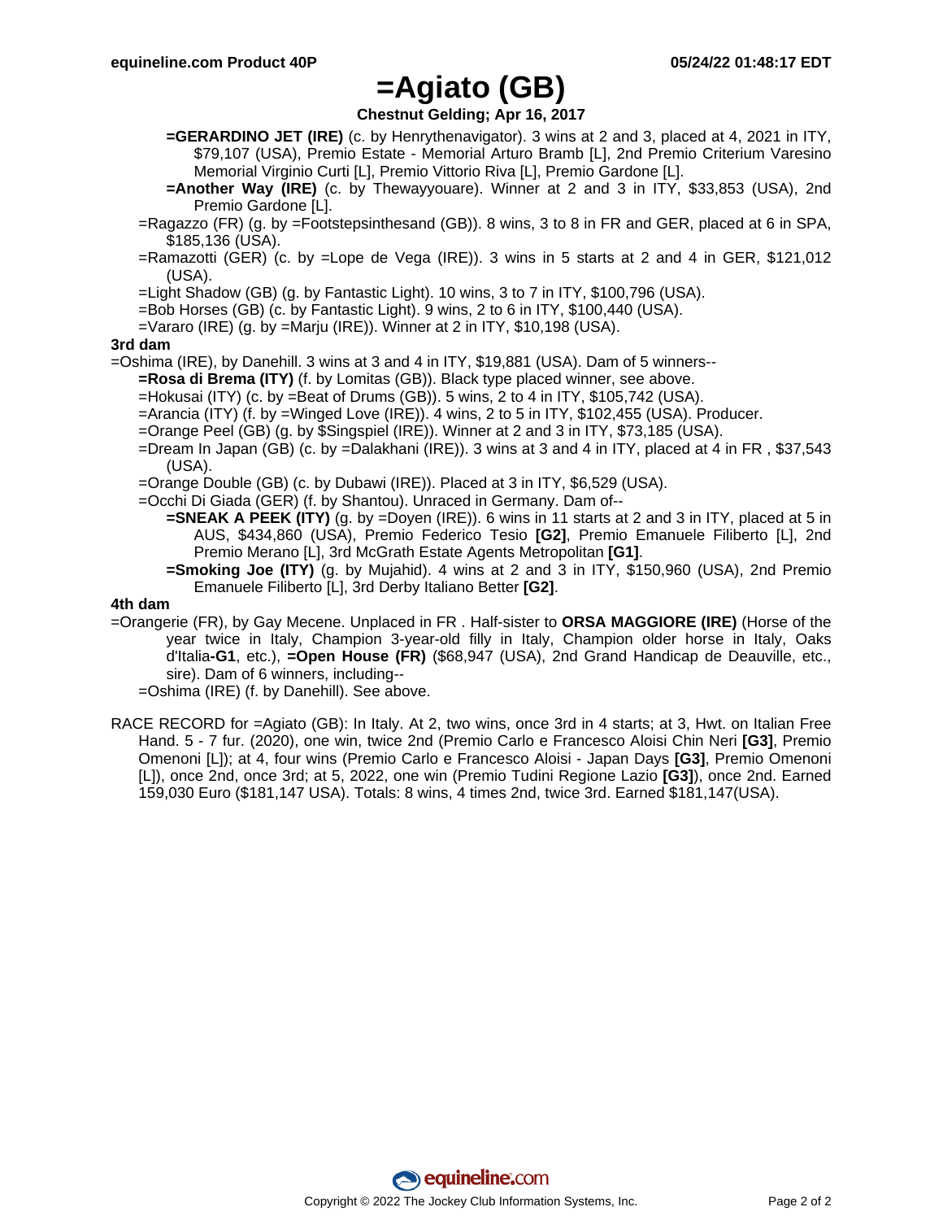# =Agiato (GB)

**Chestnut Gelding; Apr 16, 2017**

**=GERARDINO JET (IRE)** (c. by Henrythenavigator). 3 wins at 2 and 3, placed at 4, 2021 in ITY, $79,107 (USA), Premio Estate - Memorial Arturo Bramb [L], 2nd Premio Criterium Varesino Memorial Virginio Curti [L], Premio Vittorio Riva [L], Premio Gardone [L].

**=Another Way (IRE)** (c. by Thewayyouare). Winner at 2 and 3 in ITY, $33,853 (USA), 2nd Premio Gardone [L].

=Ragazzo (FR) (g. by =Footstepsinthesand (GB)). 8 wins, 3 to 8 in FR and GER, placed at 6 in SPA, $185,136 (USA).

=Ramazotti (GER) (c. by =Lope de Vega (IRE)). 3 wins in 5 starts at 2 and 4 in GER, $121,012 (USA).

=Light Shadow (GB) (g. by Fantastic Light). 10 wins, 3 to 7 in ITY, $100,796 (USA).

=Bob Horses (GB) (c. by Fantastic Light). 9 wins, 2 to 6 in ITY, $100,440 (USA).

=Vararo (IRE) (g. by =Marju (IRE)). Winner at 2 in ITY, $10,198 (USA).

### 3rd dam

=Oshima (IRE), by Danehill. 3 wins at 3 and 4 in ITY, $19,881 (USA). Dam of 5 winners--

**=Rosa di Brema (ITY)** (f. by Lomitas (GB)). Black type placed winner, see above.

=Hokusai (ITY) (c. by =Beat of Drums (GB)). 5 wins, 2 to 4 in ITY, $105,742 (USA).

=Arancia (ITY) (f. by =Winged Love (IRE)). 4 wins, 2 to 5 in ITY, $102,455 (USA). Producer.

=Orange Peel (GB) (g. by $Singspiel (IRE)). Winner at 2 and 3 in ITY, $73,185 (USA).

=Dream In Japan (GB) (c. by =Dalakhani (IRE)). 3 wins at 3 and 4 in ITY, placed at 4 in FR , $37,543 (USA).

=Orange Double (GB) (c. by Dubawi (IRE)). Placed at 3 in ITY, $6,529 (USA).

=Occhi Di Giada (GER) (f. by Shantou). Unraced in Germany. Dam of--

**=SNEAK A PEEK (ITY)** (g. by =Doyen (IRE)). 6 wins in 11 starts at 2 and 3 in ITY, placed at 5 in AUS, $434,860 (USA), Premio Federico Tesio **[G2]**, Premio Emanuele Filiberto [L], 2nd Premio Merano [L], 3rd McGrath Estate Agents Metropolitan **[G1]**.

**=Smoking Joe (ITY)** (g. by Mujahid). 4 wins at 2 and 3 in ITY, $150,960 (USA), 2nd Premio Emanuele Filiberto [L], 3rd Derby Italiano Better **[G2]**.

### 4th dam

=Orangerie (FR), by Gay Mecene. Unplaced in FR . Half-sister to **ORSA MAGGIORE (IRE)** (Horse of the year twice in Italy, Champion 3-year-old filly in Italy, Champion older horse in Italy, Oaks d'Italia**-G1**, etc.), **=Open House (FR)** ($68,947 (USA), 2nd Grand Handicap de Deauville, etc., sire). Dam of 6 winners, including--

=Oshima (IRE) (f. by Danehill). See above.

RACE RECORD for =Agiato (GB): In Italy. At 2, two wins, once 3rd in 4 starts; at 3, Hwt. on Italian Free Hand. 5 - 7 fur. (2020), one win, twice 2nd (Premio Carlo e Francesco Aloisi Chin Neri **[G3]**, Premio Omenoni [L]); at 4, four wins (Premio Carlo e Francesco Aloisi - Japan Days **[G3]**, Premio Omenoni [L]), once 2nd, once 3rd; at 5, 2022, one win (Premio Tudini Regione Lazio **[G3]**), once 2nd. Earned 159,030 Euro ($181,147 USA). Totals: 8 wins, 4 times 2nd, twice 3rd. Earned $181,147(USA).